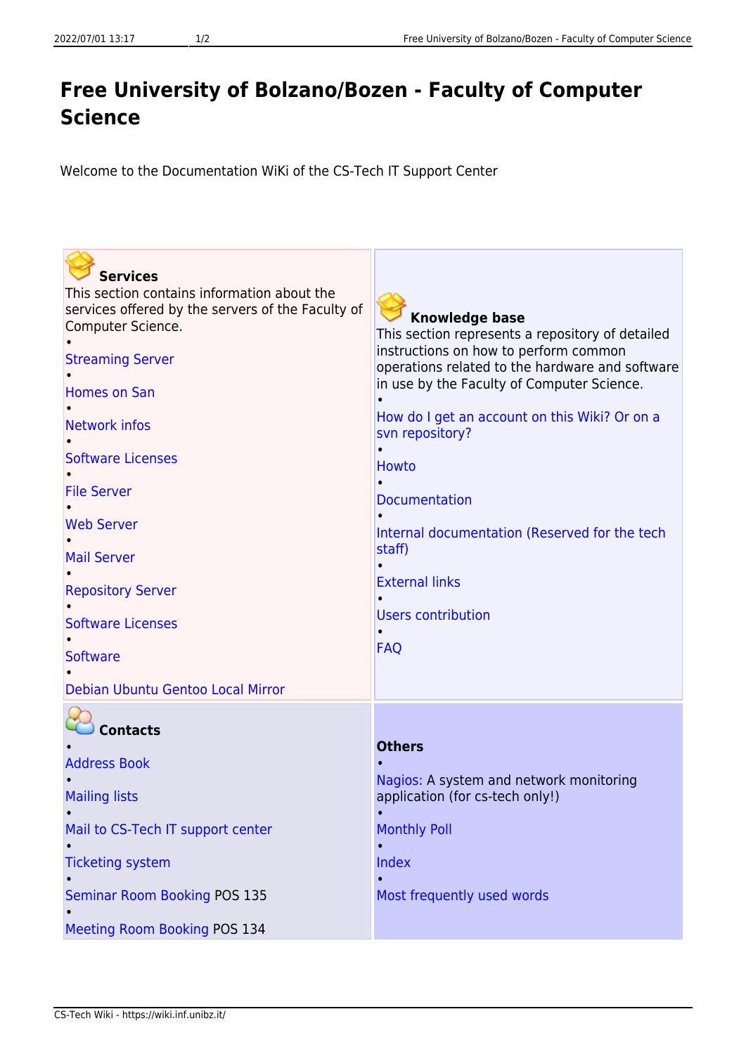# Free University of Bolzano/Bozen - Faculty of Computer Science

Welcome to the Documentation WiKi of the CS-Tech IT Support Center

### Services

This section contains information about the services offered by the servers of the Faculty of Computer Science.

- Streaming Server
- Homes on San
- Network infos
- Software Licenses
- File Server
- Web Server
- Mail Server
- Repository Server
- Software Licenses
- Software
- Debian Ubuntu Gentoo Local Mirror

### Knowledge base

This section represents a repository of detailed instructions on how to perform common operations related to the hardware and software in use by the Faculty of Computer Science.

- How do I get an account on this Wiki? Or on a svn repository?
- Howto
- Documentation
- Internal documentation (Reserved for the tech staff)
- External links
- Users contribution
- FAQ

### Contacts

- Address Book
- Mailing lists
- Mail to CS-Tech IT support center
- Ticketing system
- Seminar Room Booking POS 135
- Meeting Room Booking POS 134

### Others

- Nagios: A system and network monitoring application (for cs-tech only!)
- Monthly Poll
- Index
- Most frequently used words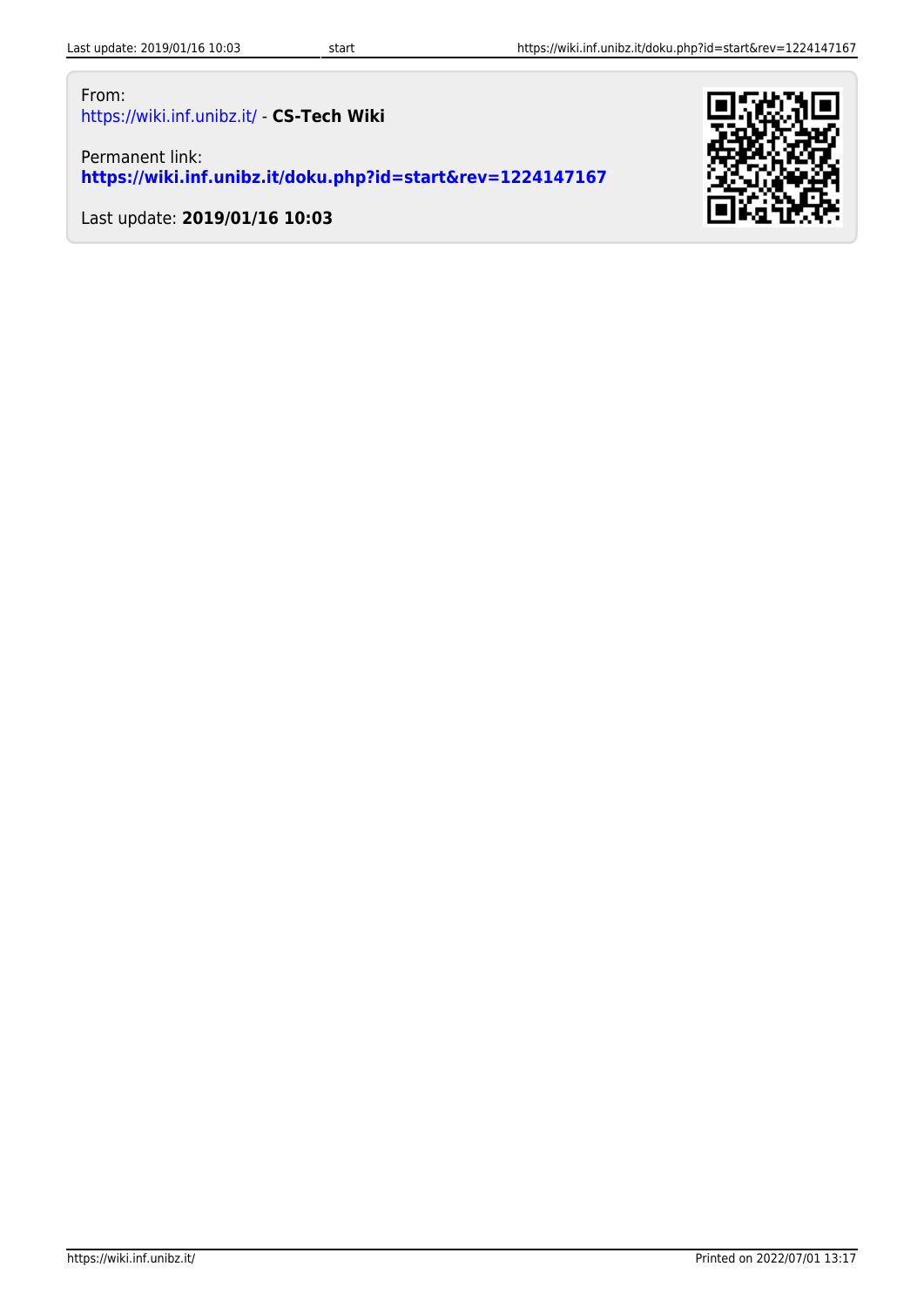From:
https://wiki.inf.unibz.it/ - **CS-Tech Wiki**

Permanent link:
**https://wiki.inf.unibz.it/doku.php?id=start&rev=1224147167**

Last update: **2019/01/16 10:03**